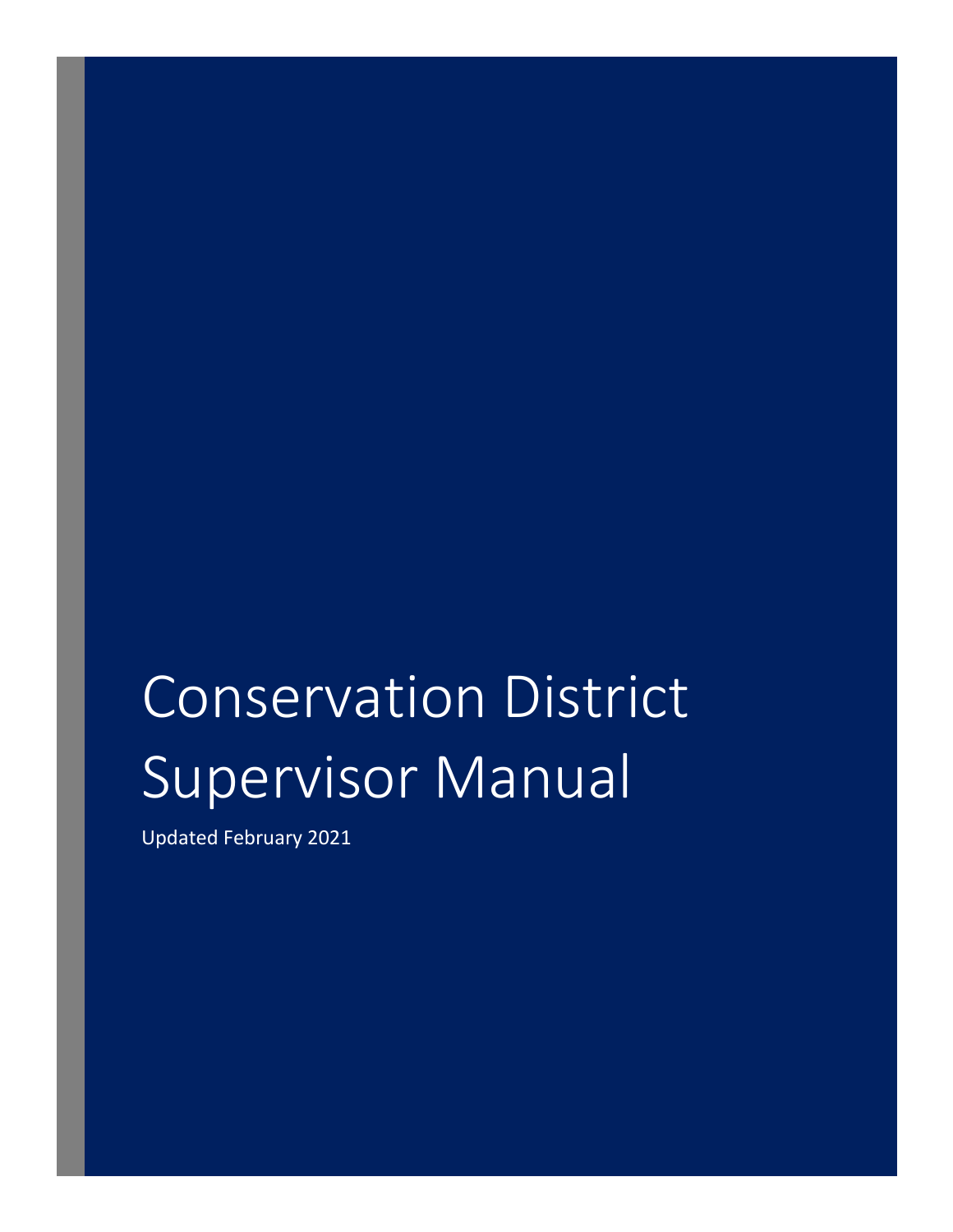# Conservation District Supervisor Manual

Updated February 2021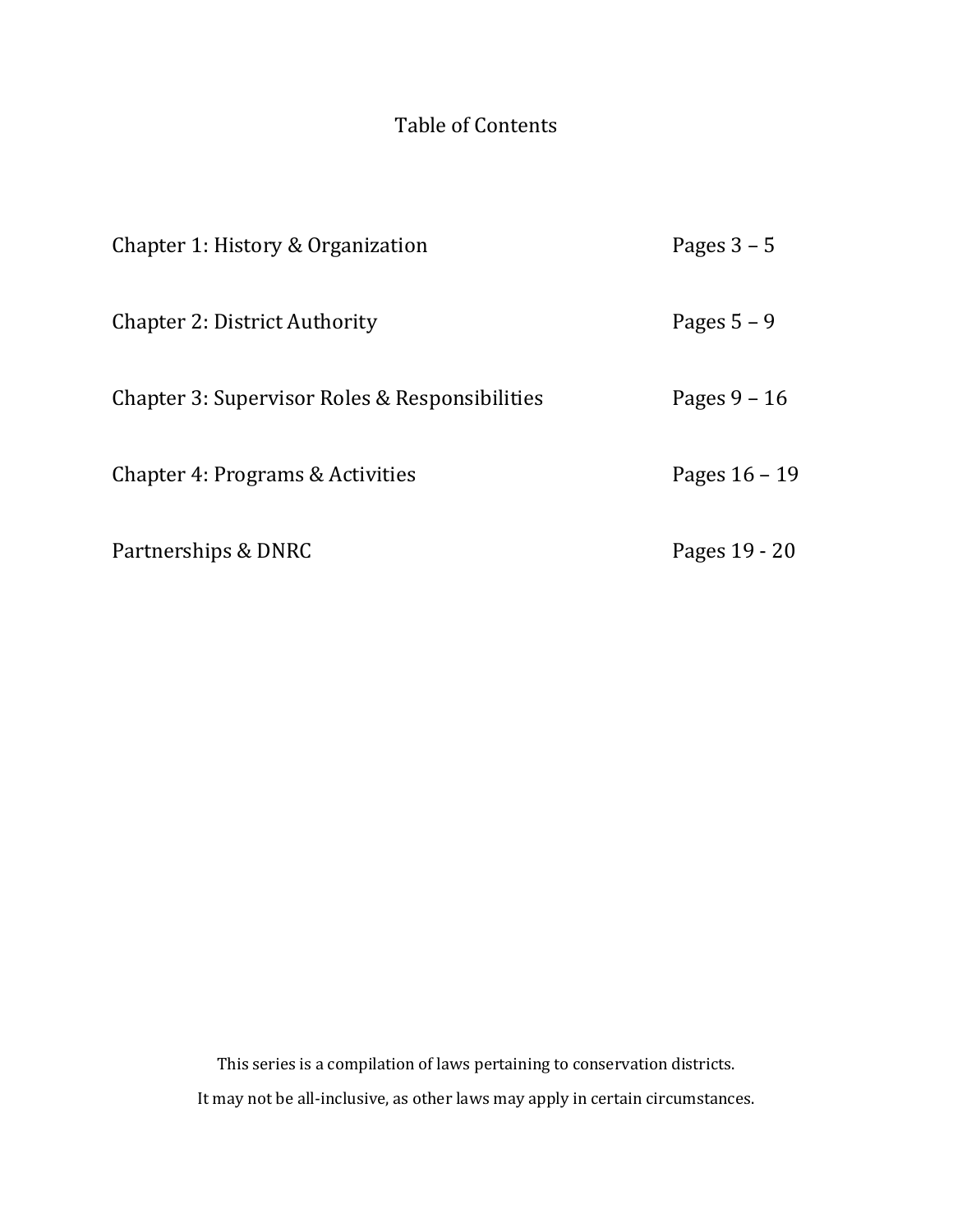# Table of Contents

| | |
|---|---|
| Chapter 1: History & Organization | Pages 3 – 5 |
| Chapter 2: District Authority | Pages 5 – 9 |
| Chapter 3: Supervisor Roles & Responsibilities | Pages 9 – 16 |
| Chapter 4: Programs & Activities | Pages 16 – 19 |
| Partnerships & DNRC | Pages 19 - 20 |

This series is a compilation of laws pertaining to conservation districts.

It may not be all-inclusive, as other laws may apply in certain circumstances.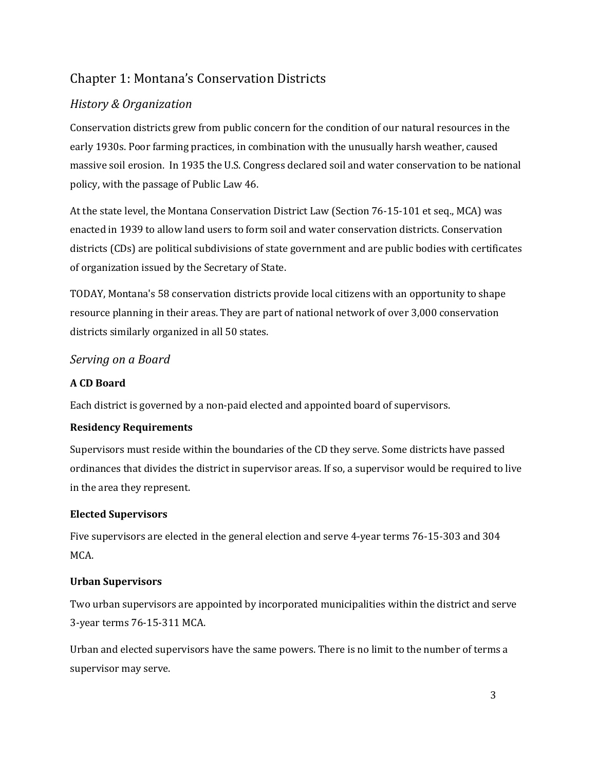# Chapter 1: Montana's Conservation Districts

## *History & Organization*

Conservation districts grew from public concern for the condition of our natural resources in the early 1930s. Poor farming practices, in combination with the unusually harsh weather, caused massive soil erosion. In 1935 the U.S. Congress declared soil and water conservation to be national policy, with the passage of Public Law 46.

At the state level, the Montana Conservation District Law (Section 76-15-101 et seq., MCA) was enacted in 1939 to allow land users to form soil and water conservation districts. Conservation districts (CDs) are political subdivisions of state government and are public bodies with certificates of organization issued by the Secretary of State.

TODAY, Montana's 58 conservation districts provide local citizens with an opportunity to shape resource planning in their areas. They are part of national network of over 3,000 conservation districts similarly organized in all 50 states.

## *Serving on a Board*

### A CD Board

Each district is governed by a non-paid elected and appointed board of supervisors.

### Residency Requirements

Supervisors must reside within the boundaries of the CD they serve. Some districts have passed ordinances that divides the district in supervisor areas. If so, a supervisor would be required to live in the area they represent.

### Elected Supervisors

Five supervisors are elected in the general election and serve 4-year terms 76-15-303 and 304 MCA.

### Urban Supervisors

Two urban supervisors are appointed by incorporated municipalities within the district and serve 3-year terms 76-15-311 MCA.

Urban and elected supervisors have the same powers. There is no limit to the number of terms a supervisor may serve.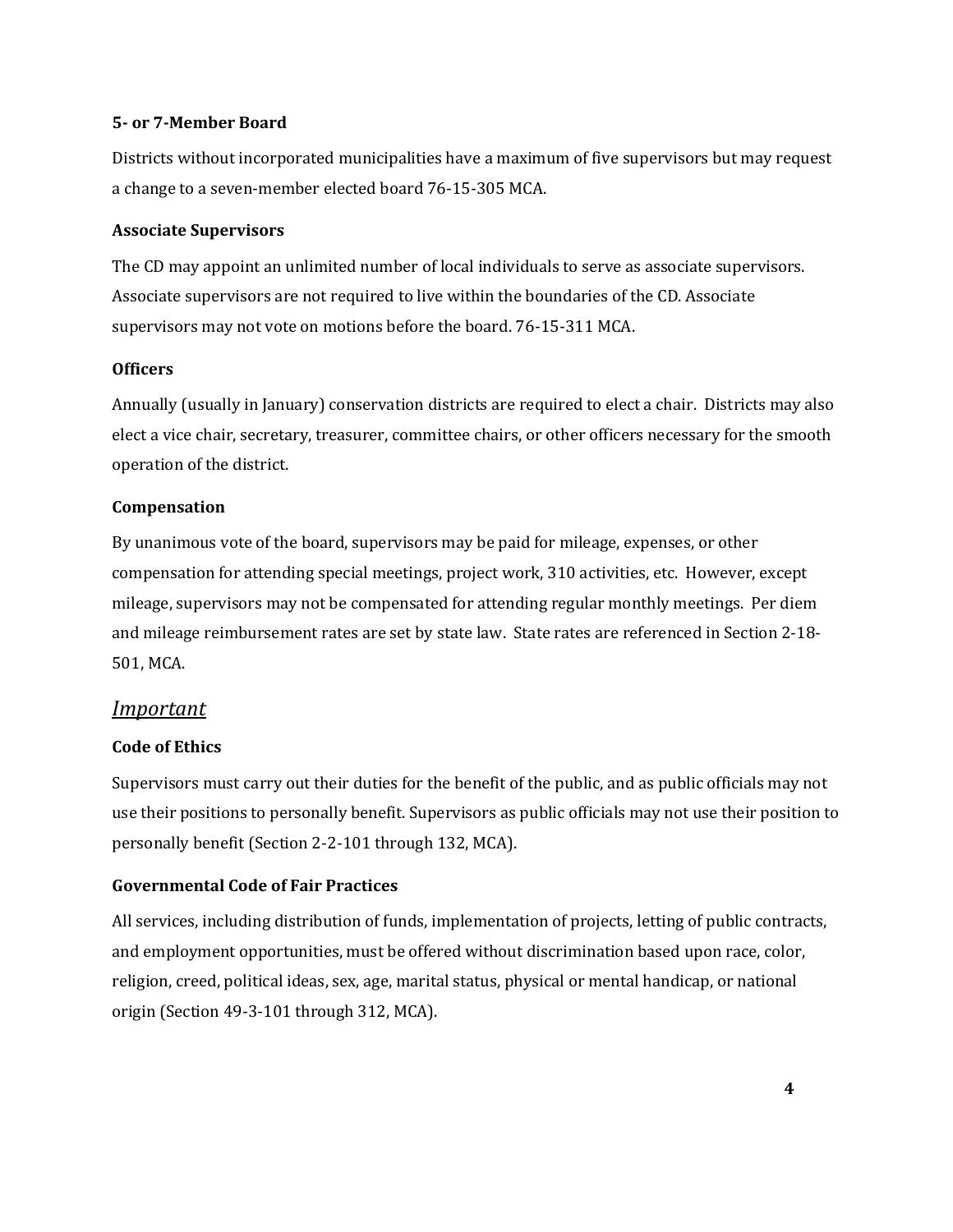### 5- or 7-Member Board

Districts without incorporated municipalities have a maximum of five supervisors but may request a change to a seven-member elected board 76-15-305 MCA.

### Associate Supervisors

The CD may appoint an unlimited number of local individuals to serve as associate supervisors. Associate supervisors are not required to live within the boundaries of the CD. Associate supervisors may not vote on motions before the board. 76-15-311 MCA.

### Officers

Annually (usually in January) conservation districts are required to elect a chair. Districts may also elect a vice chair, secretary, treasurer, committee chairs, or other officers necessary for the smooth operation of the district.

### Compensation

By unanimous vote of the board, supervisors may be paid for mileage, expenses, or other compensation for attending special meetings, project work, 310 activities, etc. However, except mileage, supervisors may not be compensated for attending regular monthly meetings. Per diem and mileage reimbursement rates are set by state law. State rates are referenced in Section 2-18-501, MCA.

## *Important*

### Code of Ethics

Supervisors must carry out their duties for the benefit of the public, and as public officials may not use their positions to personally benefit. Supervisors as public officials may not use their position to personally benefit (Section 2-2-101 through 132, MCA).

### Governmental Code of Fair Practices

All services, including distribution of funds, implementation of projects, letting of public contracts, and employment opportunities, must be offered without discrimination based upon race, color, religion, creed, political ideas, sex, age, marital status, physical or mental handicap, or national origin (Section 49-3-101 through 312, MCA).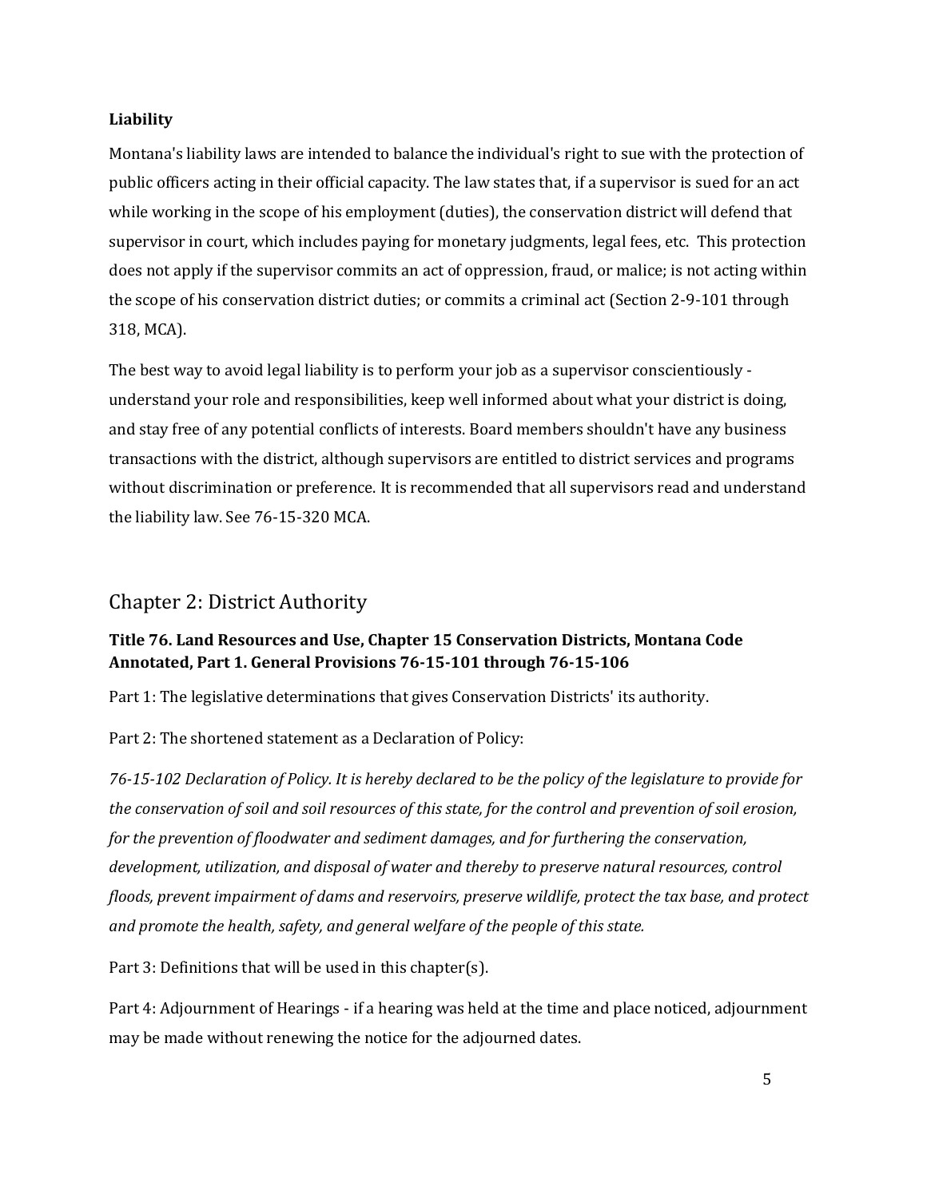**Liability**

Montana's liability laws are intended to balance the individual's right to sue with the protection of public officers acting in their official capacity. The law states that, if a supervisor is sued for an act while working in the scope of his employment (duties), the conservation district will defend that supervisor in court, which includes paying for monetary judgments, legal fees, etc. This protection does not apply if the supervisor commits an act of oppression, fraud, or malice; is not acting within the scope of his conservation district duties; or commits a criminal act (Section 2-9-101 through 318, MCA).

The best way to avoid legal liability is to perform your job as a supervisor conscientiously - understand your role and responsibilities, keep well informed about what your district is doing, and stay free of any potential conflicts of interests. Board members shouldn't have any business transactions with the district, although supervisors are entitled to district services and programs without discrimination or preference. It is recommended that all supervisors read and understand the liability law. See 76-15-320 MCA.

## Chapter 2: District Authority

**Title 76. Land Resources and Use, Chapter 15 Conservation Districts, Montana Code Annotated, Part 1. General Provisions 76-15-101 through 76-15-106**

Part 1: The legislative determinations that gives Conservation Districts' its authority.

Part 2: The shortened statement as a Declaration of Policy:

*76-15-102 Declaration of Policy. It is hereby declared to be the policy of the legislature to provide for the conservation of soil and soil resources of this state, for the control and prevention of soil erosion, for the prevention of floodwater and sediment damages, and for furthering the conservation, development, utilization, and disposal of water and thereby to preserve natural resources, control floods, prevent impairment of dams and reservoirs, preserve wildlife, protect the tax base, and protect and promote the health, safety, and general welfare of the people of this state.*

Part 3: Definitions that will be used in this chapter(s).

Part 4: Adjournment of Hearings - if a hearing was held at the time and place noticed, adjournment may be made without renewing the notice for the adjourned dates.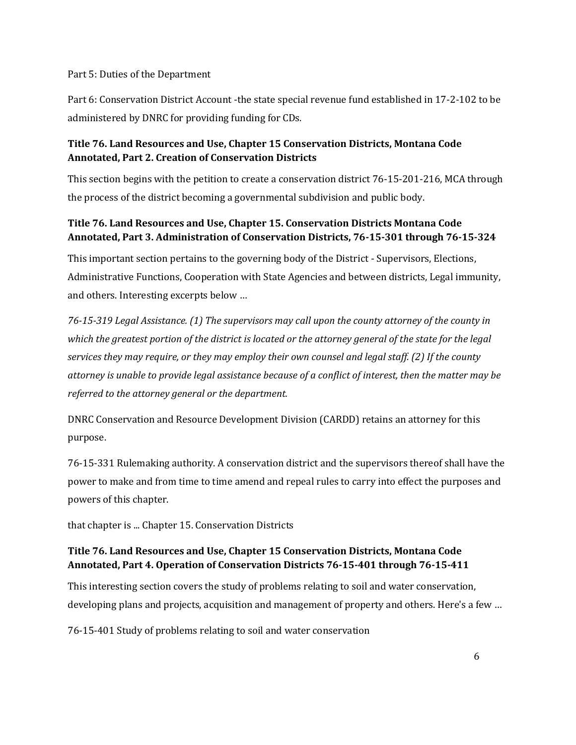Part 5: Duties of the Department

Part 6: Conservation District Account -the state special revenue fund established in 17-2-102 to be administered by DNRC for providing funding for CDs.

### Title 76. Land Resources and Use, Chapter 15 Conservation Districts, Montana Code Annotated, Part 2. Creation of Conservation Districts

This section begins with the petition to create a conservation district 76-15-201-216, MCA through the process of the district becoming a governmental subdivision and public body.

### Title 76. Land Resources and Use, Chapter 15. Conservation Districts Montana Code Annotated, Part 3. Administration of Conservation Districts, 76-15-301 through 76-15-324

This important section pertains to the governing body of the District - Supervisors, Elections, Administrative Functions, Cooperation with State Agencies and between districts, Legal immunity, and others. Interesting excerpts below …

*76-15-319 Legal Assistance. (1) The supervisors may call upon the county attorney of the county in which the greatest portion of the district is located or the attorney general of the state for the legal services they may require, or they may employ their own counsel and legal staff. (2) If the county attorney is unable to provide legal assistance because of a conflict of interest, then the matter may be referred to the attorney general or the department.*

DNRC Conservation and Resource Development Division (CARDD) retains an attorney for this purpose.

76-15-331 Rulemaking authority. A conservation district and the supervisors thereof shall have the power to make and from time to time amend and repeal rules to carry into effect the purposes and powers of this chapter.

that chapter is ... Chapter 15. Conservation Districts

### Title 76. Land Resources and Use, Chapter 15 Conservation Districts, Montana Code Annotated, Part 4. Operation of Conservation Districts 76-15-401 through 76-15-411

This interesting section covers the study of problems relating to soil and water conservation, developing plans and projects, acquisition and management of property and others. Here's a few …

76-15-401 Study of problems relating to soil and water conservation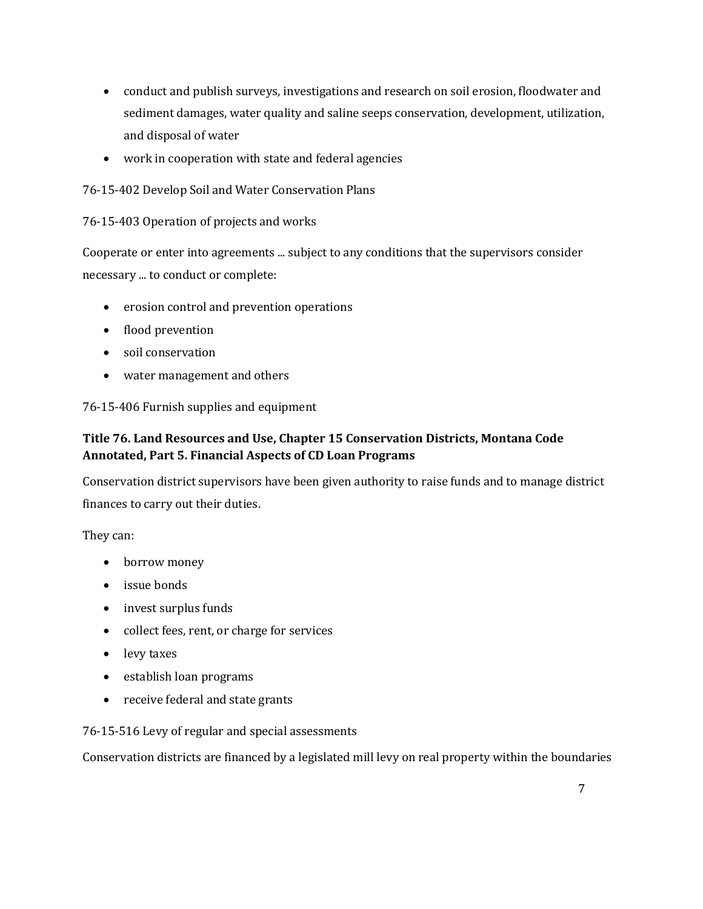- conduct and publish surveys, investigations and research on soil erosion, floodwater and sediment damages, water quality and saline seeps conservation, development, utilization, and disposal of water
- work in cooperation with state and federal agencies

76-15-402 Develop Soil and Water Conservation Plans

76-15-403 Operation of projects and works

Cooperate or enter into agreements ... subject to any conditions that the supervisors consider necessary ... to conduct or complete:

- erosion control and prevention operations
- flood prevention
- soil conservation
- water management and others

76-15-406 Furnish supplies and equipment

**Title 76. Land Resources and Use, Chapter 15 Conservation Districts, Montana Code Annotated, Part 5. Financial Aspects of CD Loan Programs**

Conservation district supervisors have been given authority to raise funds and to manage district finances to carry out their duties.

They can:

- borrow money
- issue bonds
- invest surplus funds
- collect fees, rent, or charge for services
- levy taxes
- establish loan programs
- receive federal and state grants

76-15-516 Levy of regular and special assessments

Conservation districts are financed by a legislated mill levy on real property within the boundaries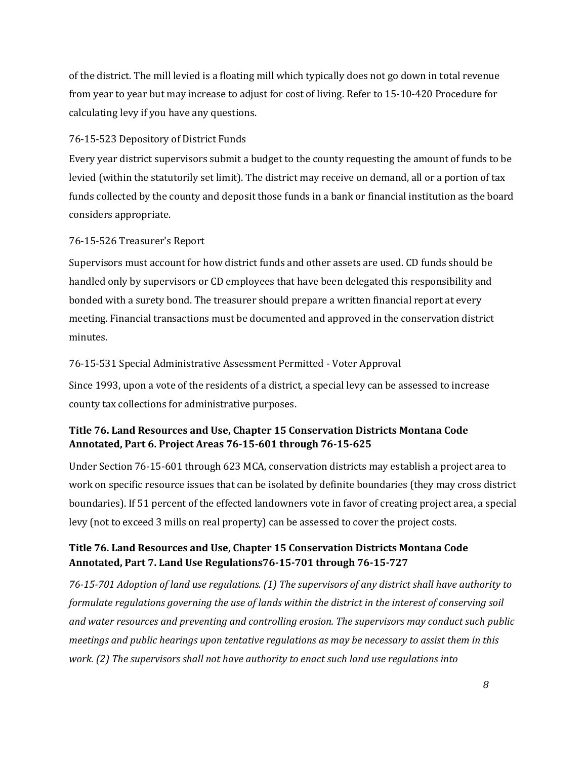of the district. The mill levied is a floating mill which typically does not go down in total revenue from year to year but may increase to adjust for cost of living. Refer to 15-10-420 Procedure for calculating levy if you have any questions.

76-15-523 Depository of District Funds

Every year district supervisors submit a budget to the county requesting the amount of funds to be levied (within the statutorily set limit). The district may receive on demand, all or a portion of tax funds collected by the county and deposit those funds in a bank or financial institution as the board considers appropriate.

76-15-526 Treasurer's Report

Supervisors must account for how district funds and other assets are used. CD funds should be handled only by supervisors or CD employees that have been delegated this responsibility and bonded with a surety bond. The treasurer should prepare a written financial report at every meeting. Financial transactions must be documented and approved in the conservation district minutes.

76-15-531 Special Administrative Assessment Permitted - Voter Approval

Since 1993, upon a vote of the residents of a district, a special levy can be assessed to increase county tax collections for administrative purposes.

**Title 76. Land Resources and Use, Chapter 15 Conservation Districts Montana Code Annotated, Part 6. Project Areas 76-15-601 through 76-15-625**

Under Section 76-15-601 through 623 MCA, conservation districts may establish a project area to work on specific resource issues that can be isolated by definite boundaries (they may cross district boundaries). If 51 percent of the effected landowners vote in favor of creating project area, a special levy (not to exceed 3 mills on real property) can be assessed to cover the project costs.

**Title 76. Land Resources and Use, Chapter 15 Conservation Districts Montana Code Annotated, Part 7. Land Use Regulations76-15-701 through 76-15-727**

*76-15-701 Adoption of land use regulations. (1) The supervisors of any district shall have authority to formulate regulations governing the use of lands within the district in the interest of conserving soil and water resources and preventing and controlling erosion. The supervisors may conduct such public meetings and public hearings upon tentative regulations as may be necessary to assist them in this work. (2) The supervisors shall not have authority to enact such land use regulations into*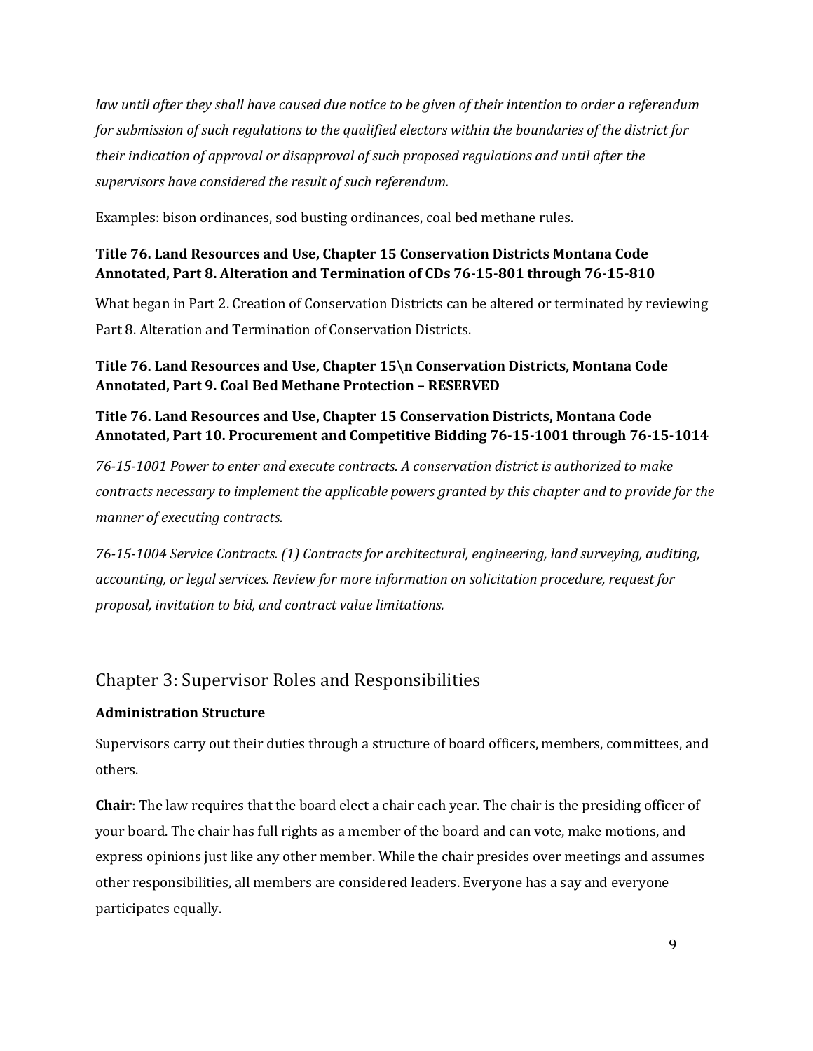*law until after they shall have caused due notice to be given of their intention to order a referendum for submission of such regulations to the qualified electors within the boundaries of the district for their indication of approval or disapproval of such proposed regulations and until after the supervisors have considered the result of such referendum.*

Examples: bison ordinances, sod busting ordinances, coal bed methane rules.

**Title 76. Land Resources and Use, Chapter 15 Conservation Districts Montana Code Annotated, Part 8. Alteration and Termination of CDs 76-15-801 through 76-15-810**

What began in Part 2. Creation of Conservation Districts can be altered or terminated by reviewing Part 8. Alteration and Termination of Conservation Districts.

**Title 76. Land Resources and Use, Chapter 15\n Conservation Districts, Montana Code Annotated, Part 9. Coal Bed Methane Protection – RESERVED**

**Title 76. Land Resources and Use, Chapter 15 Conservation Districts, Montana Code Annotated, Part 10. Procurement and Competitive Bidding 76-15-1001 through 76-15-1014**

*76-15-1001 Power to enter and execute contracts. A conservation district is authorized to make contracts necessary to implement the applicable powers granted by this chapter and to provide for the manner of executing contracts.*

*76-15-1004 Service Contracts. (1) Contracts for architectural, engineering, land surveying, auditing, accounting, or legal services. Review for more information on solicitation procedure, request for proposal, invitation to bid, and contract value limitations.*

## Chapter 3: Supervisor Roles and Responsibilities

**Administration Structure**

Supervisors carry out their duties through a structure of board officers, members, committees, and others.

**Chair**: The law requires that the board elect a chair each year. The chair is the presiding officer of your board. The chair has full rights as a member of the board and can vote, make motions, and express opinions just like any other member. While the chair presides over meetings and assumes other responsibilities, all members are considered leaders. Everyone has a say and everyone participates equally.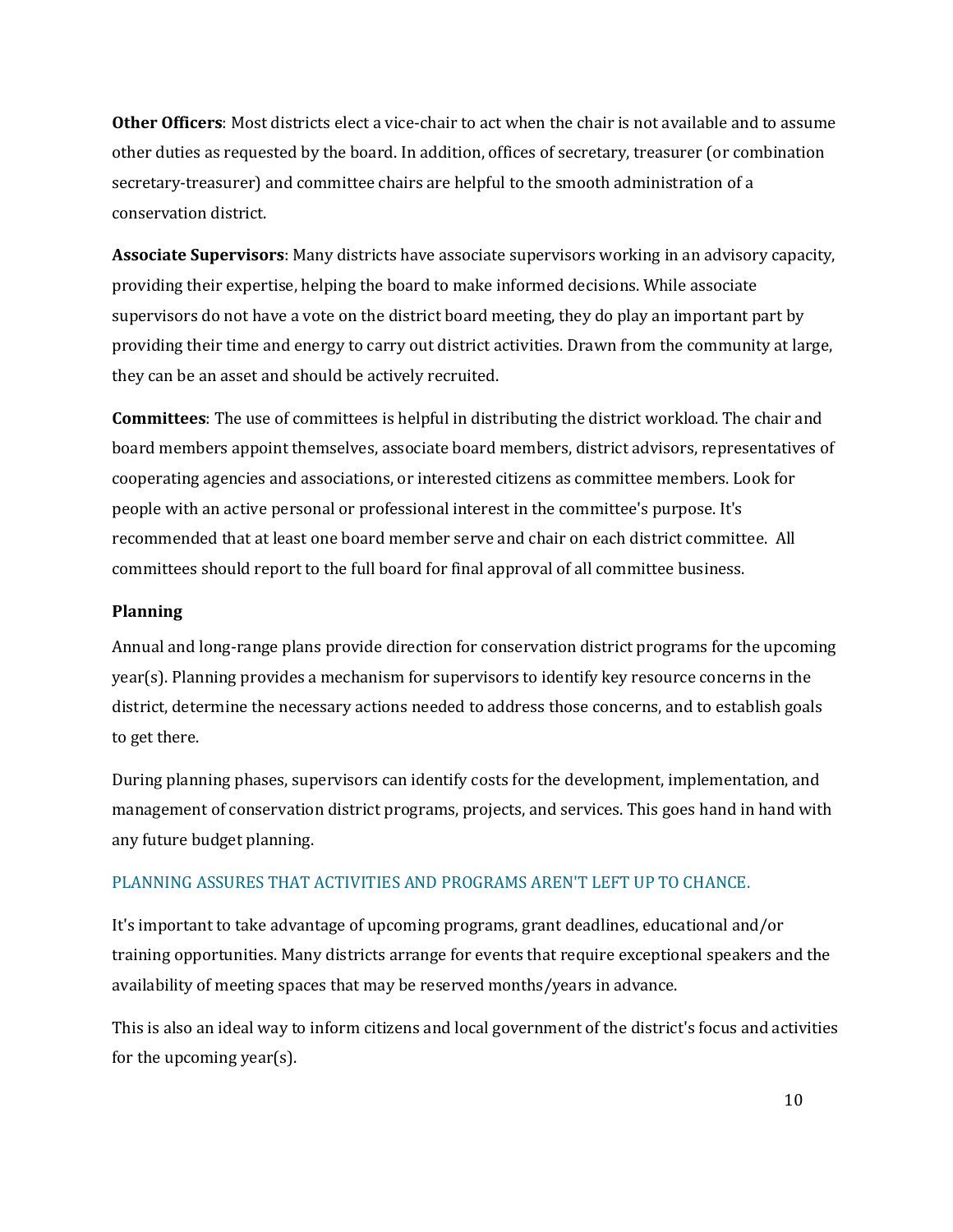**Other Officers**: Most districts elect a vice-chair to act when the chair is not available and to assume other duties as requested by the board. In addition, offices of secretary, treasurer (or combination secretary-treasurer) and committee chairs are helpful to the smooth administration of a conservation district.

**Associate Supervisors**: Many districts have associate supervisors working in an advisory capacity, providing their expertise, helping the board to make informed decisions. While associate supervisors do not have a vote on the district board meeting, they do play an important part by providing their time and energy to carry out district activities. Drawn from the community at large, they can be an asset and should be actively recruited.

**Committees**: The use of committees is helpful in distributing the district workload. The chair and board members appoint themselves, associate board members, district advisors, representatives of cooperating agencies and associations, or interested citizens as committee members. Look for people with an active personal or professional interest in the committee's purpose. It's recommended that at least one board member serve and chair on each district committee. All committees should report to the full board for final approval of all committee business.

**Planning**

Annual and long-range plans provide direction for conservation district programs for the upcoming year(s). Planning provides a mechanism for supervisors to identify key resource concerns in the district, determine the necessary actions needed to address those concerns, and to establish goals to get there.

During planning phases, supervisors can identify costs for the development, implementation, and management of conservation district programs, projects, and services. This goes hand in hand with any future budget planning.

PLANNING ASSURES THAT ACTIVITIES AND PROGRAMS AREN'T LEFT UP TO CHANCE.

It's important to take advantage of upcoming programs, grant deadlines, educational and/or training opportunities. Many districts arrange for events that require exceptional speakers and the availability of meeting spaces that may be reserved months/years in advance.

This is also an ideal way to inform citizens and local government of the district's focus and activities for the upcoming year(s).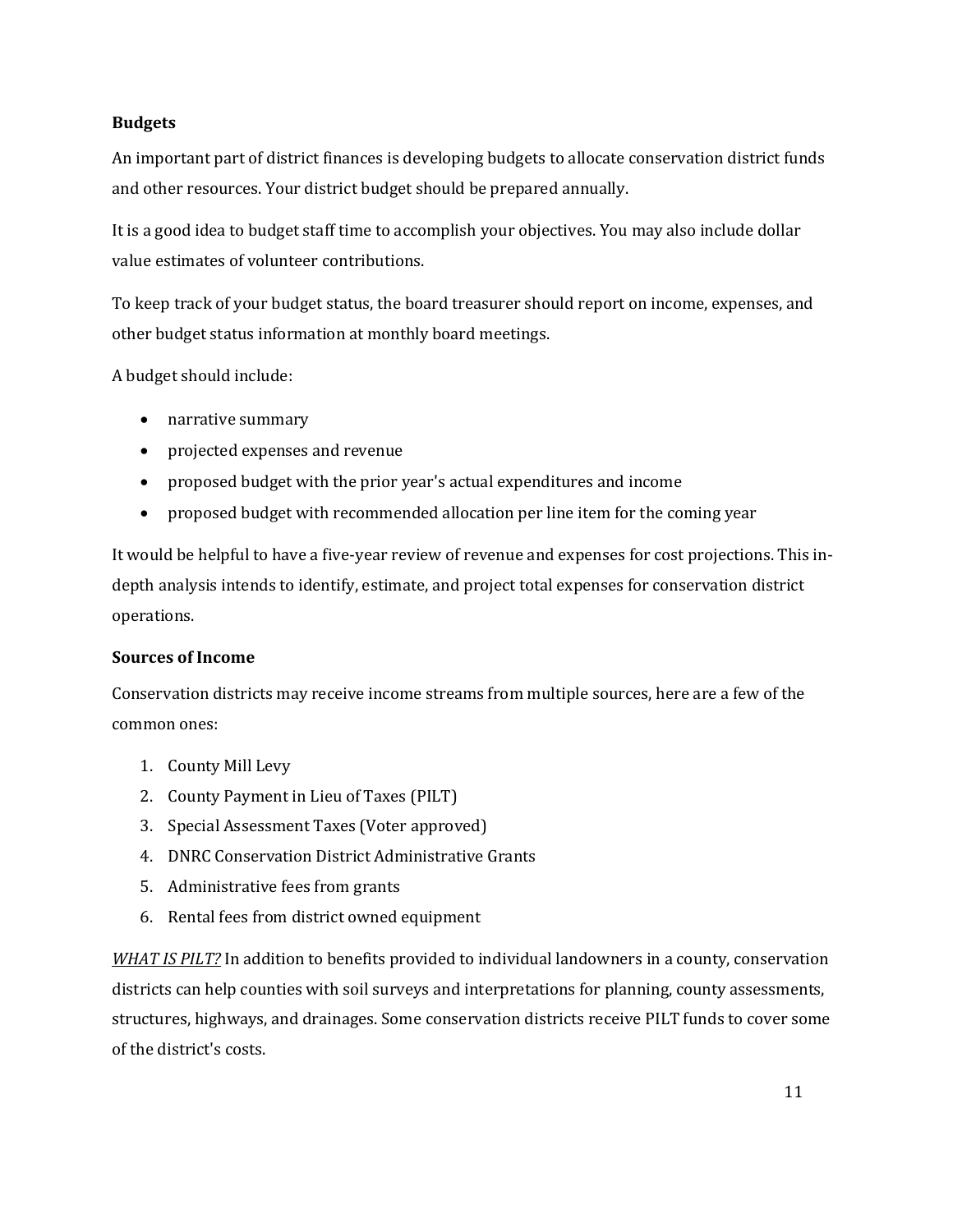**Budgets**

An important part of district finances is developing budgets to allocate conservation district funds and other resources. Your district budget should be prepared annually.

It is a good idea to budget staff time to accomplish your objectives. You may also include dollar value estimates of volunteer contributions.

To keep track of your budget status, the board treasurer should report on income, expenses, and other budget status information at monthly board meetings.

A budget should include:

- narrative summary
- projected expenses and revenue
- proposed budget with the prior year's actual expenditures and income
- proposed budget with recommended allocation per line item for the coming year

It would be helpful to have a five-year review of revenue and expenses for cost projections. This in-depth analysis intends to identify, estimate, and project total expenses for conservation district operations.

**Sources of Income**

Conservation districts may receive income streams from multiple sources, here are a few of the common ones:

1. County Mill Levy
2. County Payment in Lieu of Taxes (PILT)
3. Special Assessment Taxes (Voter approved)
4. DNRC Conservation District Administrative Grants
5. Administrative fees from grants
6. Rental fees from district owned equipment

*WHAT IS PILT?* In addition to benefits provided to individual landowners in a county, conservation districts can help counties with soil surveys and interpretations for planning, county assessments, structures, highways, and drainages. Some conservation districts receive PILT funds to cover some of the district's costs.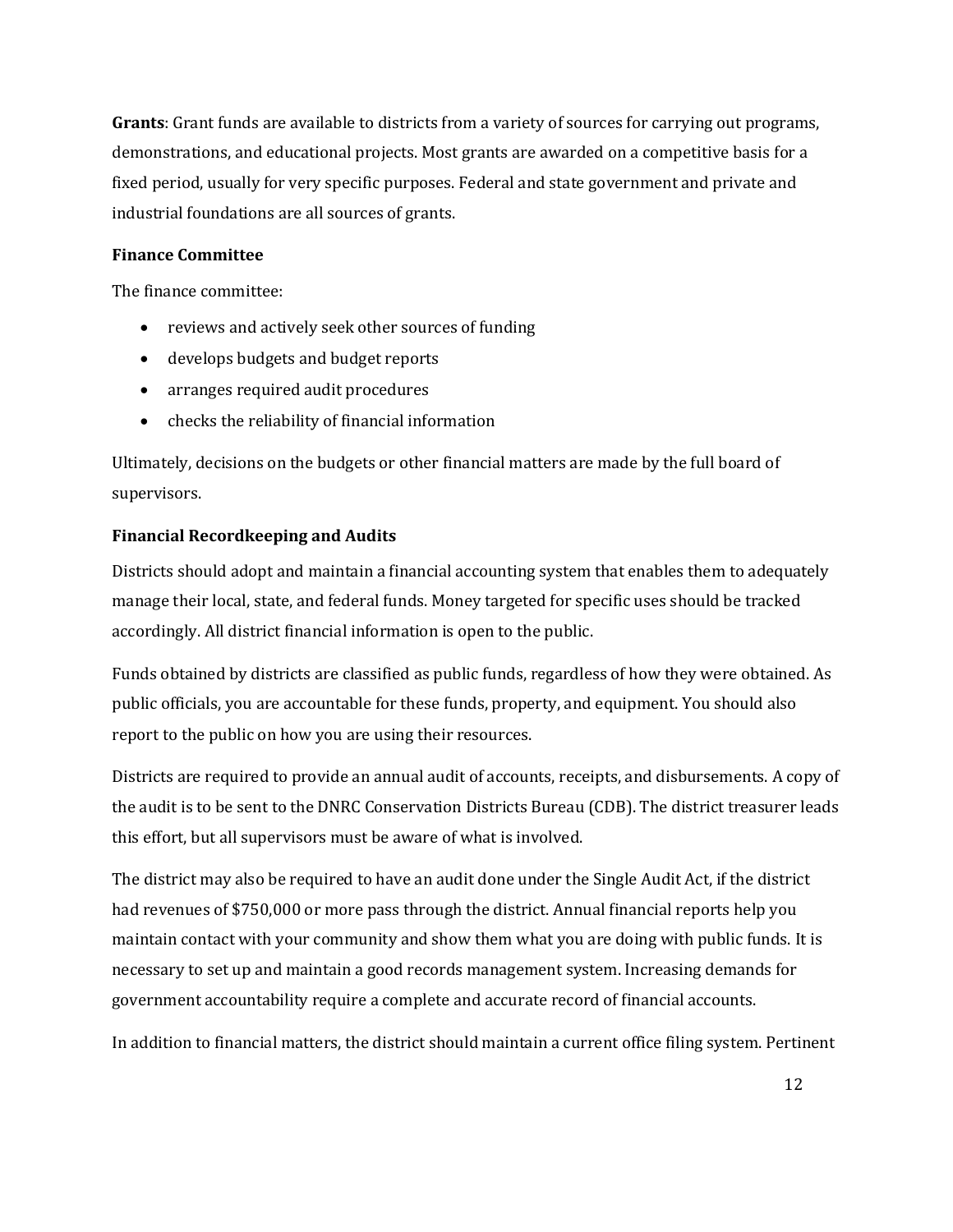**Grants**: Grant funds are available to districts from a variety of sources for carrying out programs, demonstrations, and educational projects. Most grants are awarded on a competitive basis for a fixed period, usually for very specific purposes. Federal and state government and private and industrial foundations are all sources of grants.

### Finance Committee

The finance committee:

- reviews and actively seek other sources of funding
- develops budgets and budget reports
- arranges required audit procedures
- checks the reliability of financial information

Ultimately, decisions on the budgets or other financial matters are made by the full board of supervisors.

### Financial Recordkeeping and Audits

Districts should adopt and maintain a financial accounting system that enables them to adequately manage their local, state, and federal funds. Money targeted for specific uses should be tracked accordingly. All district financial information is open to the public.

Funds obtained by districts are classified as public funds, regardless of how they were obtained. As public officials, you are accountable for these funds, property, and equipment. You should also report to the public on how you are using their resources.

Districts are required to provide an annual audit of accounts, receipts, and disbursements. A copy of the audit is to be sent to the DNRC Conservation Districts Bureau (CDB). The district treasurer leads this effort, but all supervisors must be aware of what is involved.

The district may also be required to have an audit done under the Single Audit Act, if the district had revenues of $750,000 or more pass through the district. Annual financial reports help you maintain contact with your community and show them what you are doing with public funds. It is necessary to set up and maintain a good records management system. Increasing demands for government accountability require a complete and accurate record of financial accounts.

In addition to financial matters, the district should maintain a current office filing system. Pertinent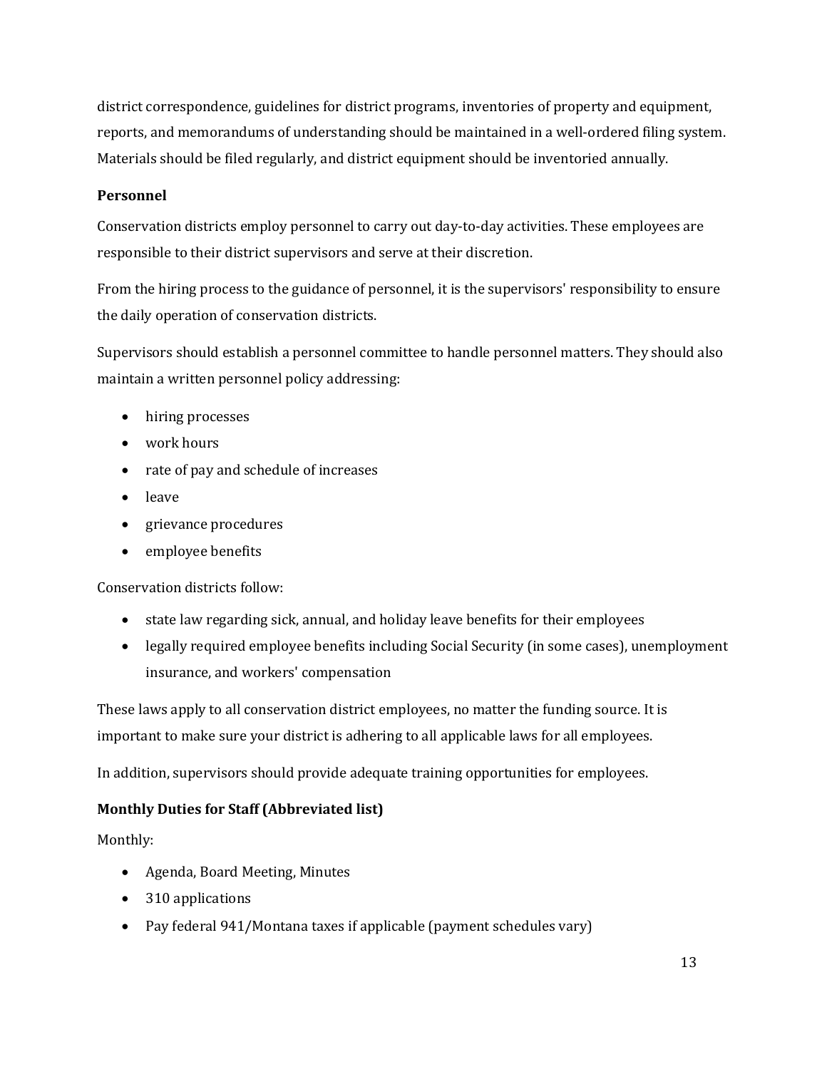district correspondence, guidelines for district programs, inventories of property and equipment, reports, and memorandums of understanding should be maintained in a well-ordered filing system. Materials should be filed regularly, and district equipment should be inventoried annually.

### Personnel

Conservation districts employ personnel to carry out day-to-day activities. These employees are responsible to their district supervisors and serve at their discretion.

From the hiring process to the guidance of personnel, it is the supervisors' responsibility to ensure the daily operation of conservation districts.

Supervisors should establish a personnel committee to handle personnel matters. They should also maintain a written personnel policy addressing:

- hiring processes
- work hours
- rate of pay and schedule of increases
- leave
- grievance procedures
- employee benefits

Conservation districts follow:

- state law regarding sick, annual, and holiday leave benefits for their employees
- legally required employee benefits including Social Security (in some cases), unemployment insurance, and workers' compensation

These laws apply to all conservation district employees, no matter the funding source. It is important to make sure your district is adhering to all applicable laws for all employees.

In addition, supervisors should provide adequate training opportunities for employees.

### Monthly Duties for Staff (Abbreviated list)

Monthly:

- Agenda, Board Meeting, Minutes
- 310 applications
- Pay federal 941/Montana taxes if applicable (payment schedules vary)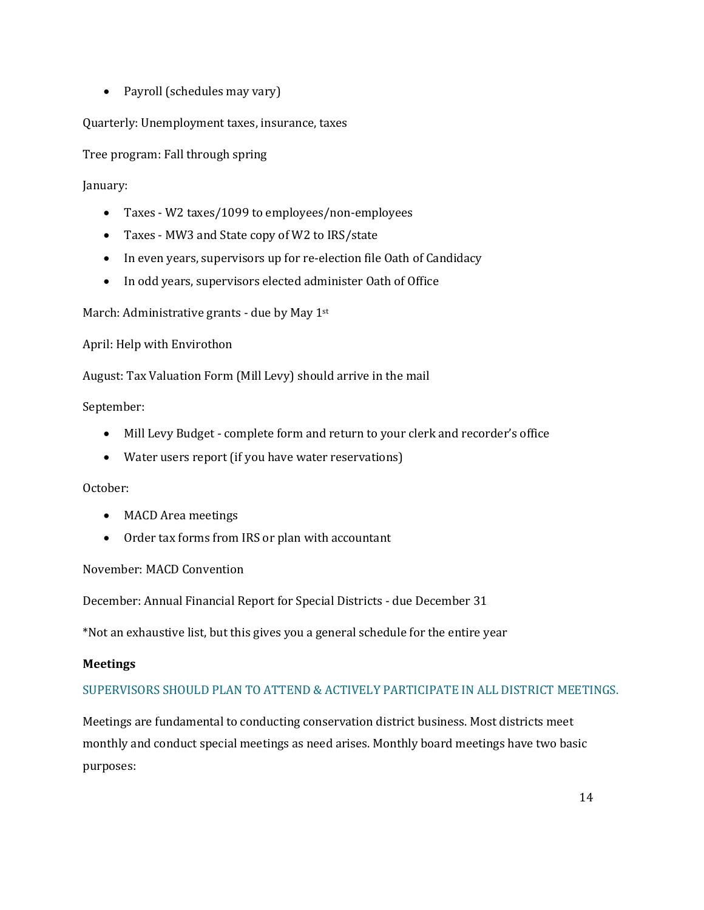- Payroll (schedules may vary)

Quarterly: Unemployment taxes, insurance, taxes

Tree program: Fall through spring

January:

- Taxes - W2 taxes/1099 to employees/non-employees
- Taxes - MW3 and State copy of W2 to IRS/state
- In even years, supervisors up for re-election file Oath of Candidacy
- In odd years, supervisors elected administer Oath of Office

March: Administrative grants - due by May 1st

April: Help with Envirothon

August: Tax Valuation Form (Mill Levy) should arrive in the mail

September:

- Mill Levy Budget - complete form and return to your clerk and recorder's office
- Water users report (if you have water reservations)

October:

- MACD Area meetings
- Order tax forms from IRS or plan with accountant

November: MACD Convention

December: Annual Financial Report for Special Districts - due December 31

*Not an exhaustive list, but this gives you a general schedule for the entire year

**Meetings**

SUPERVISORS SHOULD PLAN TO ATTEND & ACTIVELY PARTICIPATE IN ALL DISTRICT MEETINGS.

Meetings are fundamental to conducting conservation district business. Most districts meet monthly and conduct special meetings as need arises. Monthly board meetings have two basic purposes: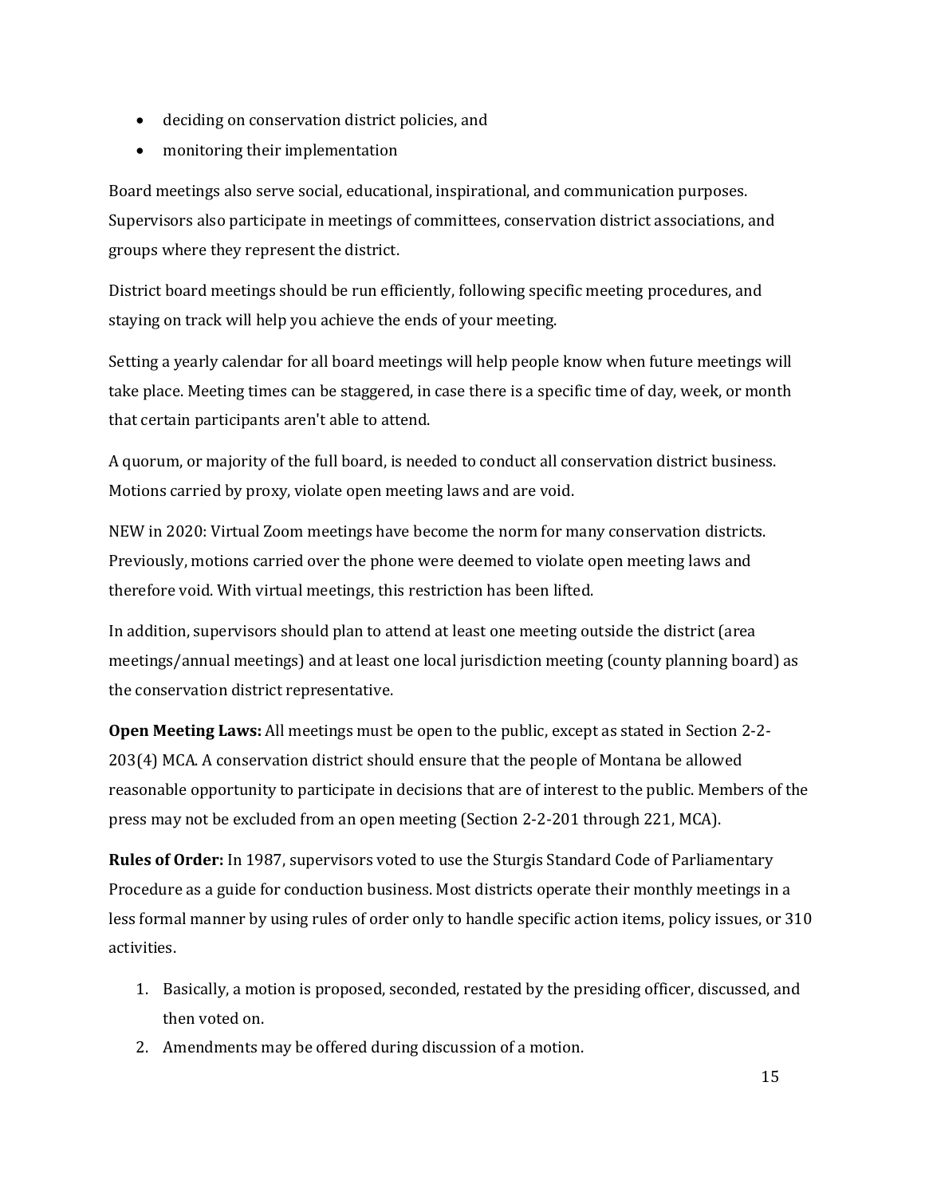- deciding on conservation district policies, and
- monitoring their implementation

Board meetings also serve social, educational, inspirational, and communication purposes. Supervisors also participate in meetings of committees, conservation district associations, and groups where they represent the district.

District board meetings should be run efficiently, following specific meeting procedures, and staying on track will help you achieve the ends of your meeting.

Setting a yearly calendar for all board meetings will help people know when future meetings will take place. Meeting times can be staggered, in case there is a specific time of day, week, or month that certain participants aren't able to attend.

A quorum, or majority of the full board, is needed to conduct all conservation district business. Motions carried by proxy, violate open meeting laws and are void.

NEW in 2020: Virtual Zoom meetings have become the norm for many conservation districts. Previously, motions carried over the phone were deemed to violate open meeting laws and therefore void. With virtual meetings, this restriction has been lifted.

In addition, supervisors should plan to attend at least one meeting outside the district (area meetings/annual meetings) and at least one local jurisdiction meeting (county planning board) as the conservation district representative.

**Open Meeting Laws:** All meetings must be open to the public, except as stated in Section 2-2-203(4) MCA. A conservation district should ensure that the people of Montana be allowed reasonable opportunity to participate in decisions that are of interest to the public. Members of the press may not be excluded from an open meeting (Section 2-2-201 through 221, MCA).

**Rules of Order:** In 1987, supervisors voted to use the Sturgis Standard Code of Parliamentary Procedure as a guide for conduction business. Most districts operate their monthly meetings in a less formal manner by using rules of order only to handle specific action items, policy issues, or 310 activities.

1. Basically, a motion is proposed, seconded, restated by the presiding officer, discussed, and then voted on.
2. Amendments may be offered during discussion of a motion.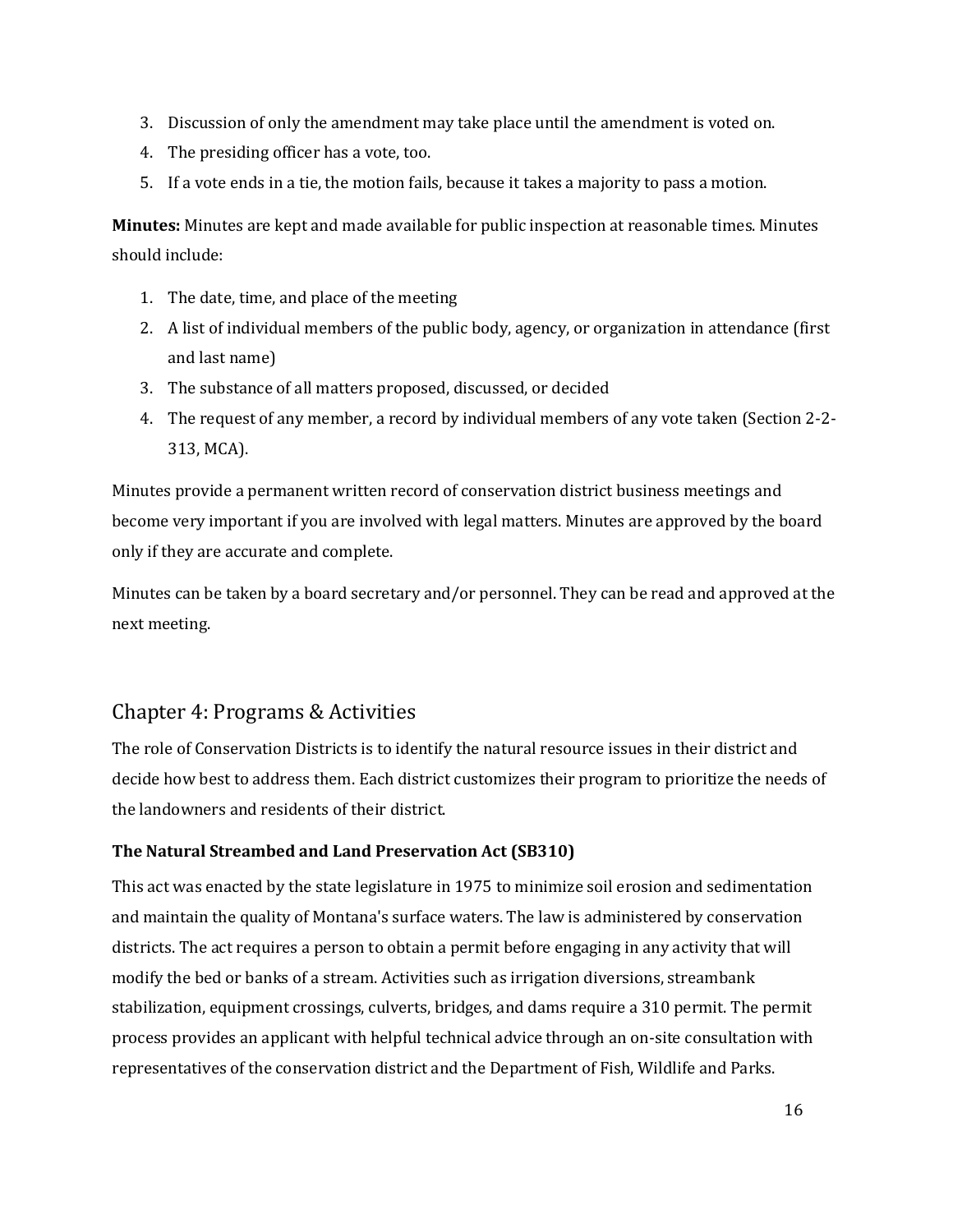3. Discussion of only the amendment may take place until the amendment is voted on.
4. The presiding officer has a vote, too.
5. If a vote ends in a tie, the motion fails, because it takes a majority to pass a motion.

**Minutes:** Minutes are kept and made available for public inspection at reasonable times. Minutes should include:

1. The date, time, and place of the meeting
2. A list of individual members of the public body, agency, or organization in attendance (first and last name)
3. The substance of all matters proposed, discussed, or decided
4. The request of any member, a record by individual members of any vote taken (Section 2-2-313, MCA).

Minutes provide a permanent written record of conservation district business meetings and become very important if you are involved with legal matters. Minutes are approved by the board only if they are accurate and complete.

Minutes can be taken by a board secretary and/or personnel. They can be read and approved at the next meeting.

## Chapter 4: Programs & Activities

The role of Conservation Districts is to identify the natural resource issues in their district and decide how best to address them. Each district customizes their program to prioritize the needs of the landowners and residents of their district.

**The Natural Streambed and Land Preservation Act (SB310)**

This act was enacted by the state legislature in 1975 to minimize soil erosion and sedimentation and maintain the quality of Montana's surface waters. The law is administered by conservation districts. The act requires a person to obtain a permit before engaging in any activity that will modify the bed or banks of a stream. Activities such as irrigation diversions, streambank stabilization, equipment crossings, culverts, bridges, and dams require a 310 permit. The permit process provides an applicant with helpful technical advice through an on-site consultation with representatives of the conservation district and the Department of Fish, Wildlife and Parks.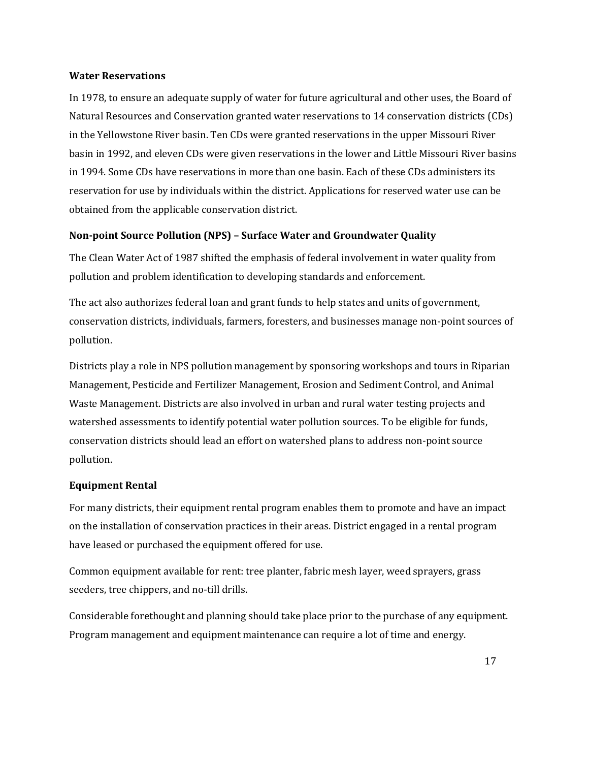**Water Reservations**

In 1978, to ensure an adequate supply of water for future agricultural and other uses, the Board of Natural Resources and Conservation granted water reservations to 14 conservation districts (CDs) in the Yellowstone River basin. Ten CDs were granted reservations in the upper Missouri River basin in 1992, and eleven CDs were given reservations in the lower and Little Missouri River basins in 1994. Some CDs have reservations in more than one basin. Each of these CDs administers its reservation for use by individuals within the district. Applications for reserved water use can be obtained from the applicable conservation district.

**Non-point Source Pollution (NPS) – Surface Water and Groundwater Quality**

The Clean Water Act of 1987 shifted the emphasis of federal involvement in water quality from pollution and problem identification to developing standards and enforcement.

The act also authorizes federal loan and grant funds to help states and units of government, conservation districts, individuals, farmers, foresters, and businesses manage non-point sources of pollution.

Districts play a role in NPS pollution management by sponsoring workshops and tours in Riparian Management, Pesticide and Fertilizer Management, Erosion and Sediment Control, and Animal Waste Management. Districts are also involved in urban and rural water testing projects and watershed assessments to identify potential water pollution sources. To be eligible for funds, conservation districts should lead an effort on watershed plans to address non-point source pollution.

**Equipment Rental**

For many districts, their equipment rental program enables them to promote and have an impact on the installation of conservation practices in their areas. District engaged in a rental program have leased or purchased the equipment offered for use.

Common equipment available for rent: tree planter, fabric mesh layer, weed sprayers, grass seeders, tree chippers, and no-till drills.

Considerable forethought and planning should take place prior to the purchase of any equipment. Program management and equipment maintenance can require a lot of time and energy.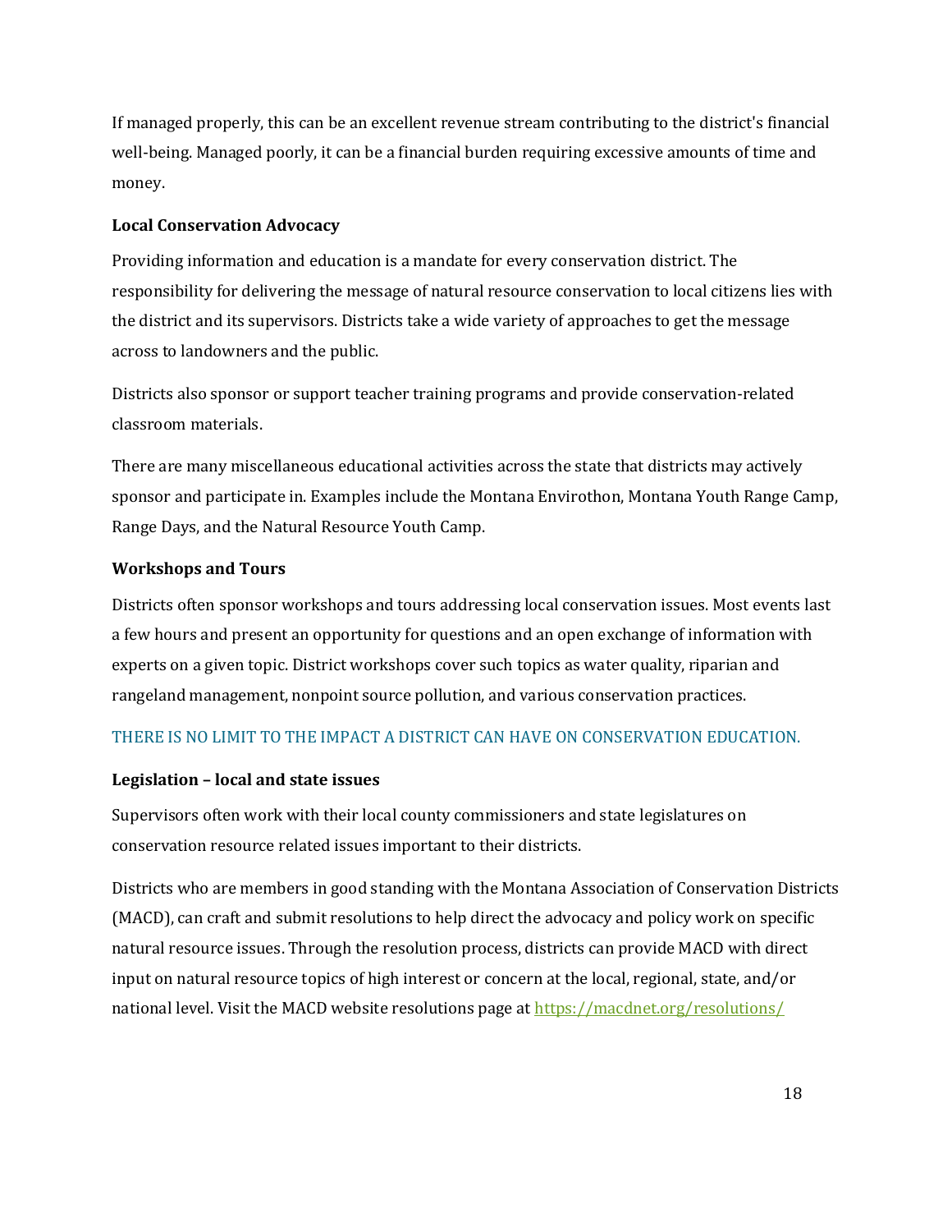If managed properly, this can be an excellent revenue stream contributing to the district's financial well-being. Managed poorly, it can be a financial burden requiring excessive amounts of time and money.

**Local Conservation Advocacy**

Providing information and education is a mandate for every conservation district. The responsibility for delivering the message of natural resource conservation to local citizens lies with the district and its supervisors. Districts take a wide variety of approaches to get the message across to landowners and the public.

Districts also sponsor or support teacher training programs and provide conservation-related classroom materials.

There are many miscellaneous educational activities across the state that districts may actively sponsor and participate in. Examples include the Montana Envirothon, Montana Youth Range Camp, Range Days, and the Natural Resource Youth Camp.

**Workshops and Tours**

Districts often sponsor workshops and tours addressing local conservation issues. Most events last a few hours and present an opportunity for questions and an open exchange of information with experts on a given topic. District workshops cover such topics as water quality, riparian and rangeland management, nonpoint source pollution, and various conservation practices.

THERE IS NO LIMIT TO THE IMPACT A DISTRICT CAN HAVE ON CONSERVATION EDUCATION.

**Legislation – local and state issues**

Supervisors often work with their local county commissioners and state legislatures on conservation resource related issues important to their districts.

Districts who are members in good standing with the Montana Association of Conservation Districts (MACD), can craft and submit resolutions to help direct the advocacy and policy work on specific natural resource issues. Through the resolution process, districts can provide MACD with direct input on natural resource topics of high interest or concern at the local, regional, state, and/or national level. Visit the MACD website resolutions page at https://macdnet.org/resolutions/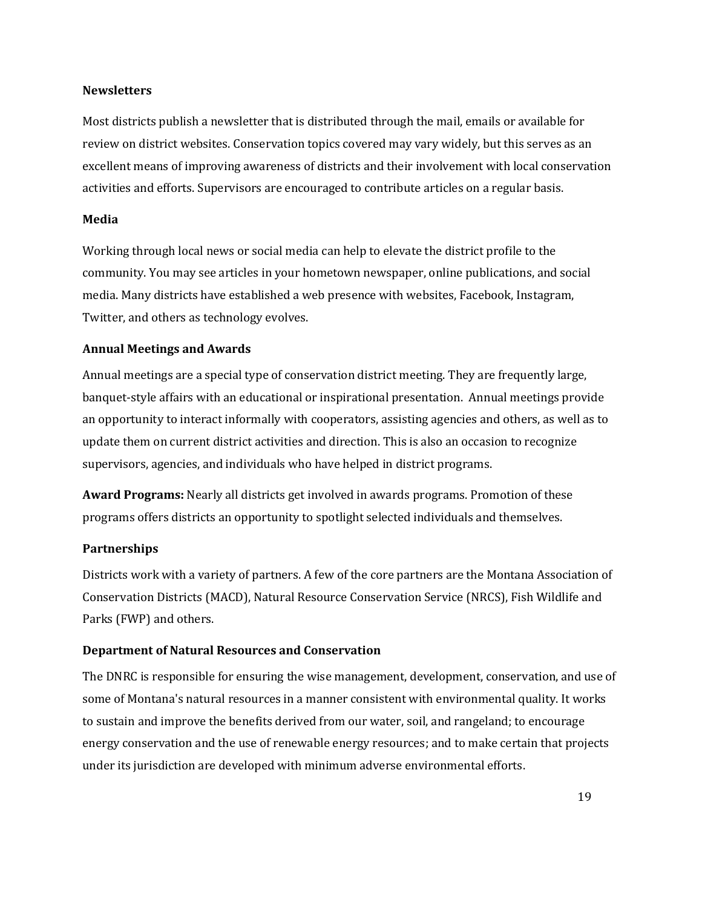### Newsletters

Most districts publish a newsletter that is distributed through the mail, emails or available for review on district websites. Conservation topics covered may vary widely, but this serves as an excellent means of improving awareness of districts and their involvement with local conservation activities and efforts. Supervisors are encouraged to contribute articles on a regular basis.

### Media

Working through local news or social media can help to elevate the district profile to the community. You may see articles in your hometown newspaper, online publications, and social media. Many districts have established a web presence with websites, Facebook, Instagram, Twitter, and others as technology evolves.

### Annual Meetings and Awards

Annual meetings are a special type of conservation district meeting. They are frequently large, banquet-style affairs with an educational or inspirational presentation. Annual meetings provide an opportunity to interact informally with cooperators, assisting agencies and others, as well as to update them on current district activities and direction. This is also an occasion to recognize supervisors, agencies, and individuals who have helped in district programs.

**Award Programs:** Nearly all districts get involved in awards programs. Promotion of these programs offers districts an opportunity to spotlight selected individuals and themselves.

### Partnerships

Districts work with a variety of partners. A few of the core partners are the Montana Association of Conservation Districts (MACD), Natural Resource Conservation Service (NRCS), Fish Wildlife and Parks (FWP) and others.

### Department of Natural Resources and Conservation

The DNRC is responsible for ensuring the wise management, development, conservation, and use of some of Montana's natural resources in a manner consistent with environmental quality. It works to sustain and improve the benefits derived from our water, soil, and rangeland; to encourage energy conservation and the use of renewable energy resources; and to make certain that projects under its jurisdiction are developed with minimum adverse environmental efforts.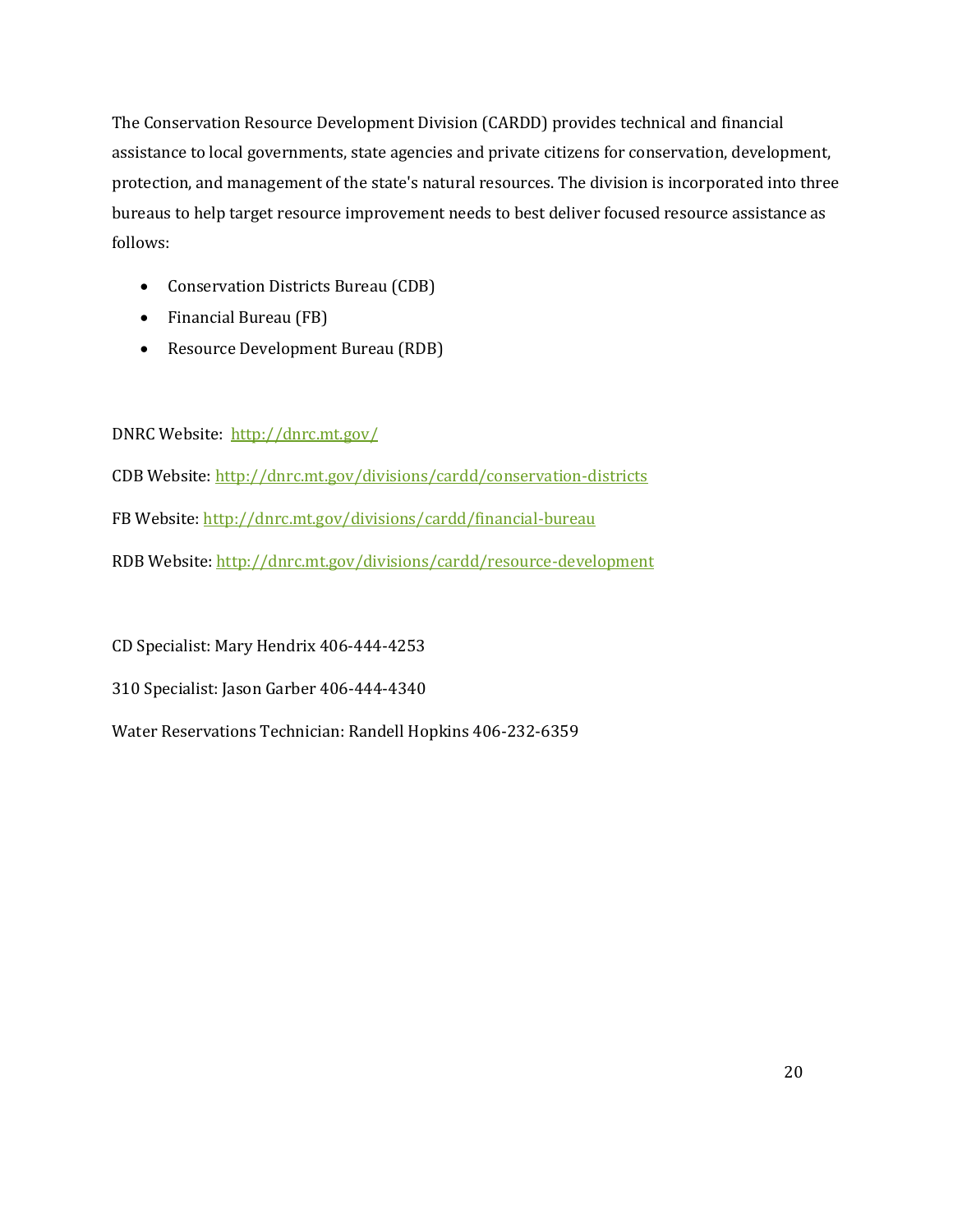The Conservation Resource Development Division (CARDD) provides technical and financial assistance to local governments, state agencies and private citizens for conservation, development, protection, and management of the state's natural resources. The division is incorporated into three bureaus to help target resource improvement needs to best deliver focused resource assistance as follows:

- Conservation Districts Bureau (CDB)
- Financial Bureau (FB)
- Resource Development Bureau (RDB)

DNRC Website: [http://dnrc.mt.gov/](http://dnrc.mt.gov/)

CDB Website: [http://dnrc.mt.gov/divisions/cardd/conservation-districts](http://dnrc.mt.gov/divisions/cardd/conservation-districts)

FB Website: [http://dnrc.mt.gov/divisions/cardd/financial-bureau](http://dnrc.mt.gov/divisions/cardd/financial-bureau)

RDB Website: [http://dnrc.mt.gov/divisions/cardd/resource-development](http://dnrc.mt.gov/divisions/cardd/resource-development)

CD Specialist: Mary Hendrix 406-444-4253

310 Specialist: Jason Garber 406-444-4340

Water Reservations Technician: Randell Hopkins 406-232-6359